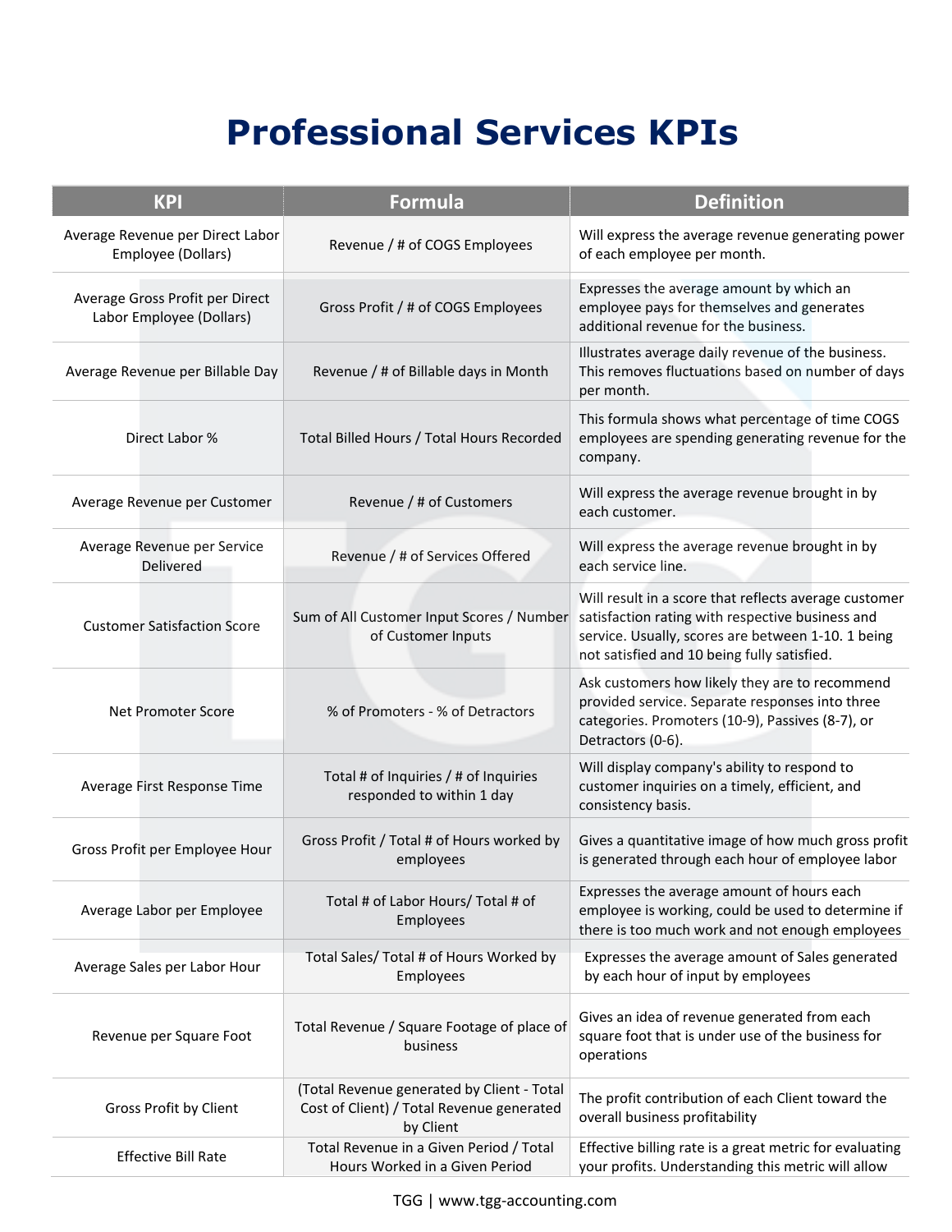# Professional Services KPIs

| KPI | Formula | Definition |
|---|---|---|
| Average Revenue per Direct Labor Employee (Dollars) | Revenue / # of COGS Employees | Will express the average revenue generating power of each employee per month. |
| Average Gross Profit per Direct Labor Employee (Dollars) | Gross Profit / # of COGS Employees | Expresses the average amount by which an employee pays for themselves and generates additional revenue for the business. |
| Average Revenue per Billable Day | Revenue / # of Billable days in Month | Illustrates average daily revenue of the business. This removes fluctuations based on number of days per month. |
| Direct Labor % | Total Billed Hours / Total Hours Recorded | This formula shows what percentage of time COGS employees are spending generating revenue for the company. |
| Average Revenue per Customer | Revenue / # of Customers | Will express the average revenue brought in by each customer. |
| Average Revenue per Service Delivered | Revenue / # of Services Offered | Will express the average revenue brought in by each service line. |
| Customer Satisfaction Score | Sum of All Customer Input Scores / Number of Customer Inputs | Will result in a score that reflects average customer satisfaction rating with respective business and service. Usually, scores are between 1-10. 1 being not satisfied and 10 being fully satisfied. |
| Net Promoter Score | % of Promoters - % of Detractors | Ask customers how likely they are to recommend provided service. Separate responses into three categories. Promoters (10-9), Passives (8-7), or Detractors (0-6). |
| Average First Response Time | Total # of Inquiries / # of Inquiries responded to within 1 day | Will display company's ability to respond to customer inquiries on a timely, efficient, and consistency basis. |
| Gross Profit per Employee Hour | Gross Profit / Total # of Hours worked by employees | Gives a quantitative image of how much gross profit is generated through each hour of employee labor |
| Average Labor per Employee | Total # of Labor Hours/ Total # of Employees | Expresses the average amount of hours each employee is working, could be used to determine if there is too much work and not enough employees |
| Average Sales per Labor Hour | Total Sales/ Total # of Hours Worked by Employees | Expresses the average amount of Sales generated by each hour of input by employees |
| Revenue per Square Foot | Total Revenue / Square Footage of place of business | Gives an idea of revenue generated from each square foot that is under use of the business for operations |
| Gross Profit by Client | (Total Revenue generated by Client - Total Cost of Client) / Total Revenue generated by Client | The profit contribution of each Client toward the overall business profitability |
| Effective Bill Rate | Total Revenue in a Given Period / Total Hours Worked in a Given Period | Effective billing rate is a great metric for evaluating your profits. Understanding this metric will allow |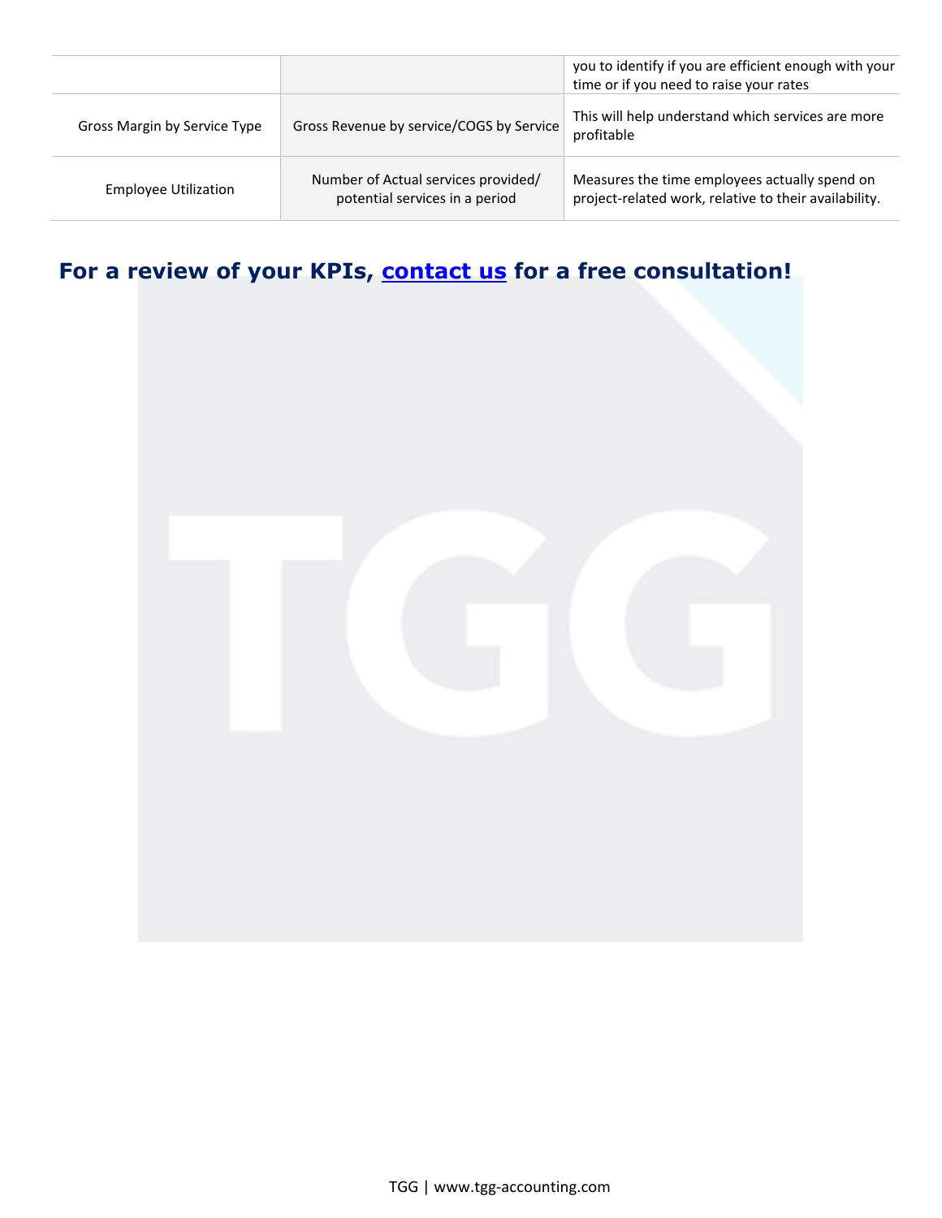| | | |
|---|---|---|
| | | you to identify if you are efficient enough with your time or if you need to raise your rates |
| Gross Margin by Service Type | Gross Revenue by service/COGS by Service | This will help understand which services are more profitable |
| Employee Utilization | Number of Actual services provided/ potential services in a period | Measures the time employees actually spend on project-related work, relative to their availability. |

## For a review of your KPIs, contact us for a free consultation!